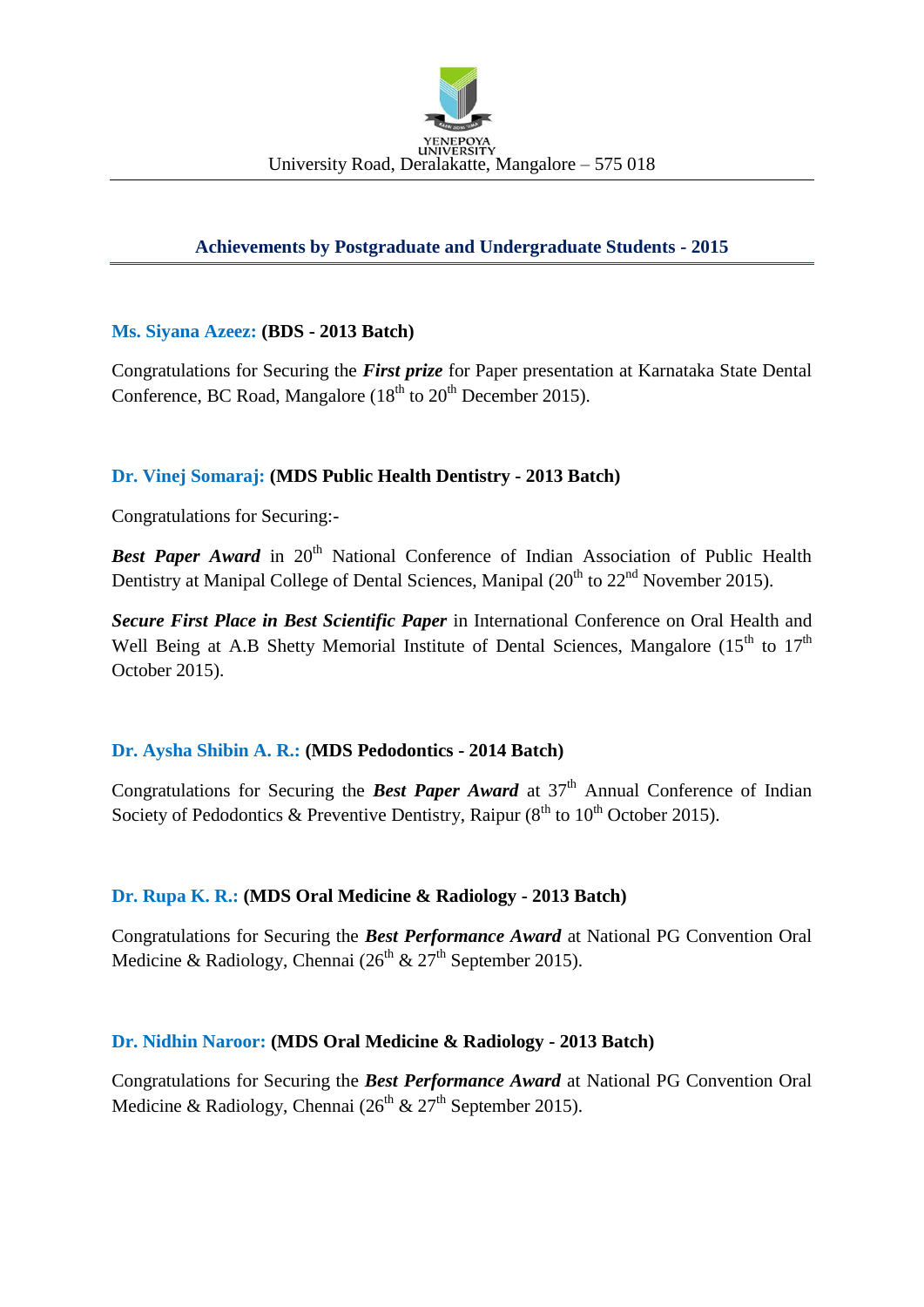YENEPOYA UNIVERSITY

University Road, Deralakatte, Mangalore – 575 018

## Achievements by Postgraduate and Undergraduate Students - 2015

**Ms. Siyana Azeez: (BDS - 2013 Batch)**

Congratulations for Securing the ***First prize*** for Paper presentation at Karnataka State Dental Conference, BC Road, Mangalore (18th to 20th December 2015).

**Dr. Vinej Somaraj: (MDS Public Health Dentistry - 2013 Batch)**

Congratulations for Securing:-

***Best Paper Award*** in 20th National Conference of Indian Association of Public Health Dentistry at Manipal College of Dental Sciences, Manipal (20th to 22nd November 2015).

***Secure First Place in Best Scientific Paper*** in International Conference on Oral Health and Well Being at A.B Shetty Memorial Institute of Dental Sciences, Mangalore (15th to 17th October 2015).

**Dr. Aysha Shibin A. R.: (MDS Pedodontics - 2014 Batch)**

Congratulations for Securing the ***Best Paper Award*** at 37th Annual Conference of Indian Society of Pedodontics & Preventive Dentistry, Raipur (8th to 10th October 2015).

**Dr. Rupa K. R.: (MDS Oral Medicine & Radiology - 2013 Batch)**

Congratulations for Securing the ***Best Performance Award*** at National PG Convention Oral Medicine & Radiology, Chennai (26th & 27th September 2015).

**Dr. Nidhin Naroor: (MDS Oral Medicine & Radiology - 2013 Batch)**

Congratulations for Securing the ***Best Performance Award*** at National PG Convention Oral Medicine & Radiology, Chennai (26th & 27th September 2015).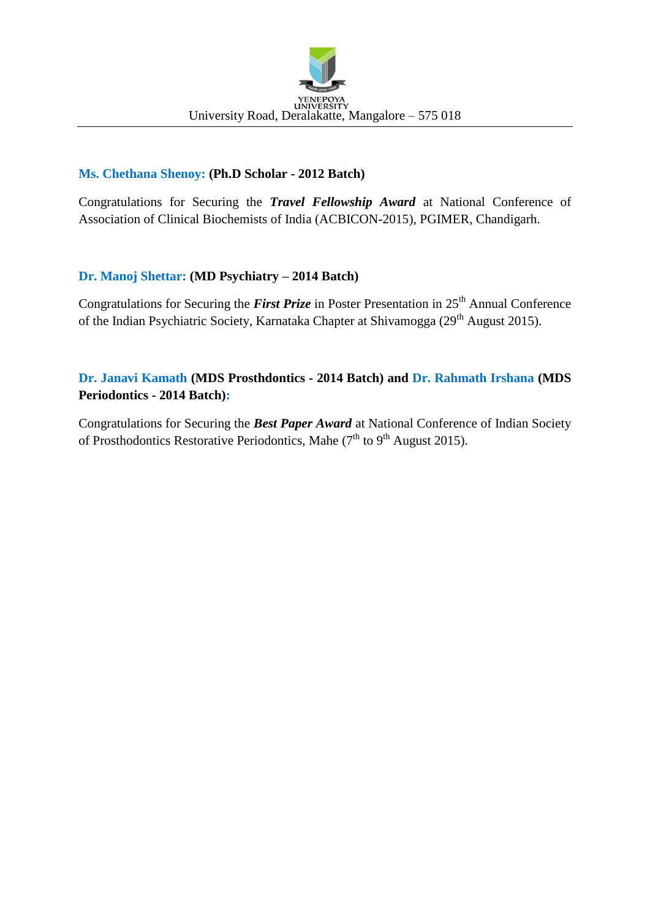YENEPOYA UNIVERSITY
University Road, Deralakatte, Mangalore – 575 018

**Ms. Chethana Shenoy: (Ph.D Scholar - 2012 Batch)**

Congratulations for Securing the ***Travel Fellowship Award*** at National Conference of Association of Clinical Biochemists of India (ACBICON-2015), PGIMER, Chandigarh.

**Dr. Manoj Shettar: (MD Psychiatry – 2014 Batch)**

Congratulations for Securing the ***First Prize*** in Poster Presentation in 25th Annual Conference of the Indian Psychiatric Society, Karnataka Chapter at Shivamogga (29th August 2015).

**Dr. Janavi Kamath (MDS Prosthdontics - 2014 Batch) and Dr. Rahmath Irshana (MDS Periodontics - 2014 Batch):**

Congratulations for Securing the ***Best Paper Award*** at National Conference of Indian Society of Prosthodontics Restorative Periodontics, Mahe (7th to 9th August 2015).